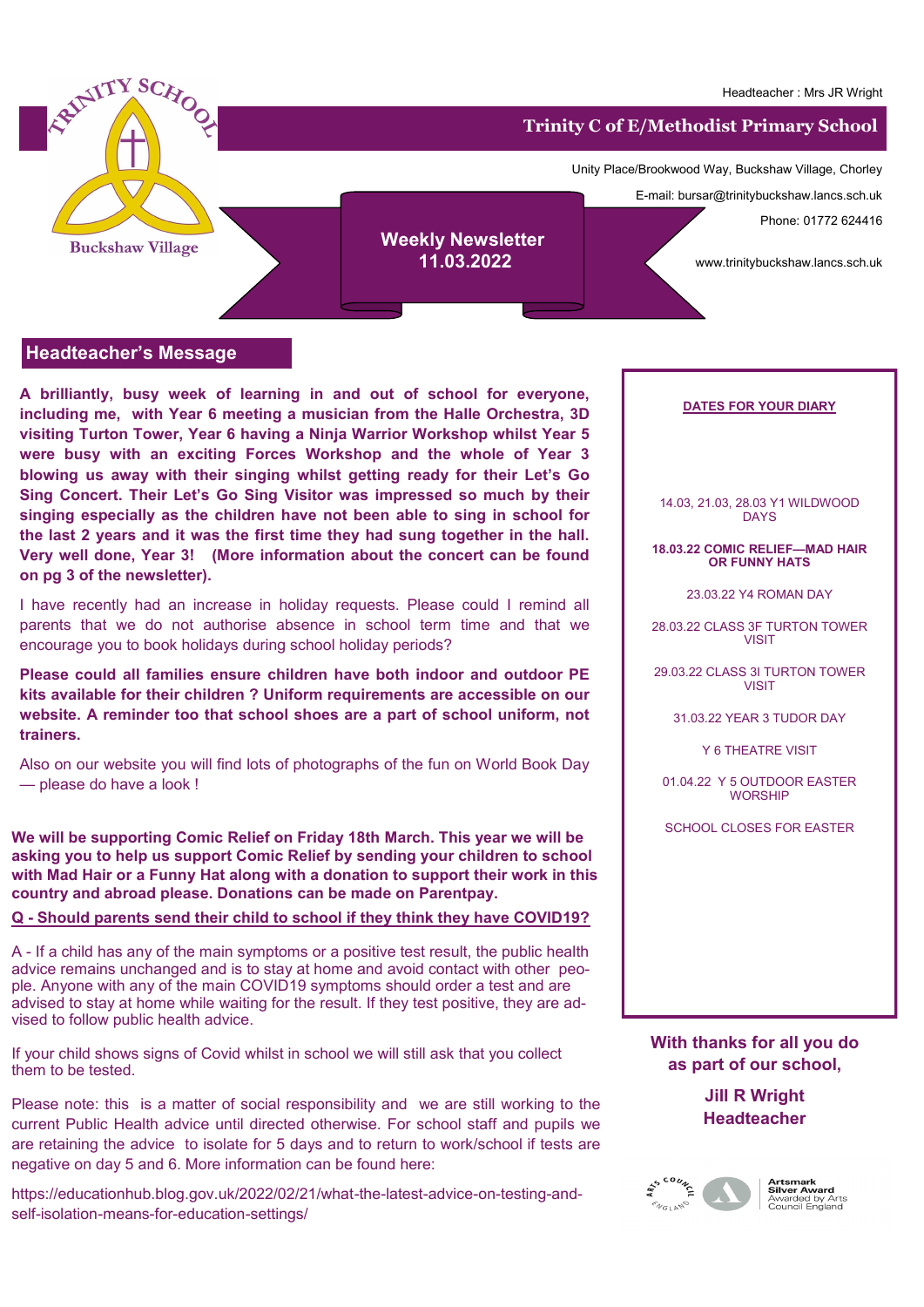TRINITY SCHOOL

Buckshaw Village

Headteacher : Mrs JR Wright

# Trinity C of E/Methodist Primary School

Unity Place/Brookwood Way, Buckshaw Village, Chorley

E-mail: bursar@trinitybuckshaw.lancs.sch.uk

Phone: 01772 624416

www.trinitybuckshaw.lancs.sch.uk

## Weekly Newsletter 11.03.2022

## Headteacher's Message

**A brilliantly, busy week of learning in and out of school for everyone, including me, with Year 6 meeting a musician from the Halle Orchestra, 3D visiting Turton Tower, Year 6 having a Ninja Warrior Workshop whilst Year 5 were busy with an exciting Forces Workshop and the whole of Year 3 blowing us away with their singing whilst getting ready for their Let's Go Sing Concert. Their Let's Go Sing Visitor was impressed so much by their singing especially as the children have not been able to sing in school for the last 2 years and it was the first time they had sung together in the hall. Very well done, Year 3! (More information about the concert can be found on pg 3 of the newsletter).**

I have recently had an increase in holiday requests. Please could I remind all parents that we do not authorise absence in school term time and that we encourage you to book holidays during school holiday periods?

**Please could all families ensure children have both indoor and outdoor PE kits available for their children ? Uniform requirements are accessible on our website. A reminder too that school shoes are a part of school uniform, not trainers.**

Also on our website you will find lots of photographs of the fun on World Book Day — please do have a look !

**We will be supporting Comic Relief on Friday 18th March. This year we will be asking you to help us support Comic Relief by sending your children to school with Mad Hair or a Funny Hat along with a donation to support their work in this country and abroad please. Donations can be made on Parentpay.**

**Q - Should parents send their child to school if they think they have COVID19?**

A - If a child has any of the main symptoms or a positive test result, the public health advice remains unchanged and is to stay at home and avoid contact with other people. Anyone with any of the main COVID19 symptoms should order a test and are advised to stay at home while waiting for the result. If they test positive, they are advised to follow public health advice.

If your child shows signs of Covid whilst in school we will still ask that you collect them to be tested.

Please note: this is a matter of social responsibility and we are still working to the current Public Health advice until directed otherwise. For school staff and pupils we are retaining the advice to isolate for 5 days and to return to work/school if tests are negative on day 5 and 6. More information can be found here:

https://educationhub.blog.gov.uk/2022/02/21/what-the-latest-advice-on-testing-and-self-isolation-means-for-education-settings/

### DATES FOR YOUR DIARY

14.03, 21.03, 28.03 Y1 WILDWOOD DAYS

**18.03.22 COMIC RELIEF—MAD HAIR OR FUNNY HATS**

23.03.22 Y4 ROMAN DAY

28.03.22 CLASS 3F TURTON TOWER VISIT

29.03.22 CLASS 3I TURTON TOWER VISIT

31.03.22 YEAR 3 TUDOR DAY

Y 6 THEATRE VISIT

01.04.22 Y 5 OUTDOOR EASTER WORSHIP

SCHOOL CLOSES FOR EASTER

**With thanks for all you do as part of our school,**

**Jill R Wright**
**Headteacher**

Artsmark Silver Award
Awarded by Arts Council England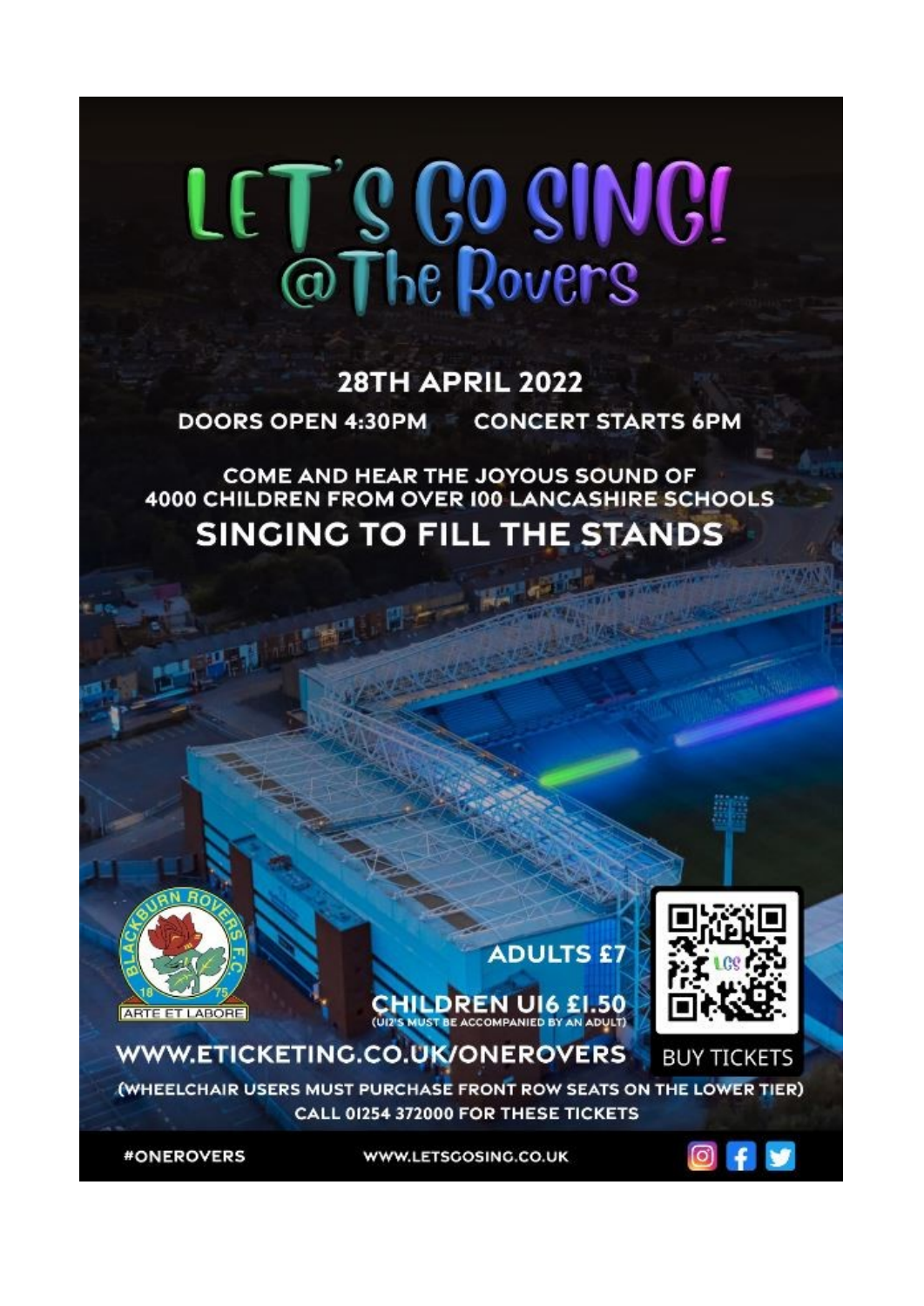# LET'S GO SING! @The Rovers

## 28TH APRIL 2022

DOORS OPEN 4:30PM CONCERT STARTS 6PM

COME AND HEAR THE JOYOUS SOUND OF
4000 CHILDREN FROM OVER 100 LANCASHIRE SCHOOLS

## SINGING TO FILL THE STANDS

BLACKBURN ROVERS F.C. 18 75 ARTE ET LABORE

ADULTS £7

CHILDREN U16 £1.50
(U12'S MUST BE ACCOMPANIED BY AN ADULT)

BUY TICKETS

WWW.ETICKETING.CO.UK/ONEROVERS

(WHEELCHAIR USERS MUST PURCHASE FRONT ROW SEATS ON THE LOWER TIER)
CALL 01254 372000 FOR THESE TICKETS

#ONEROVERS WWW.LETSGOSING.CO.UK